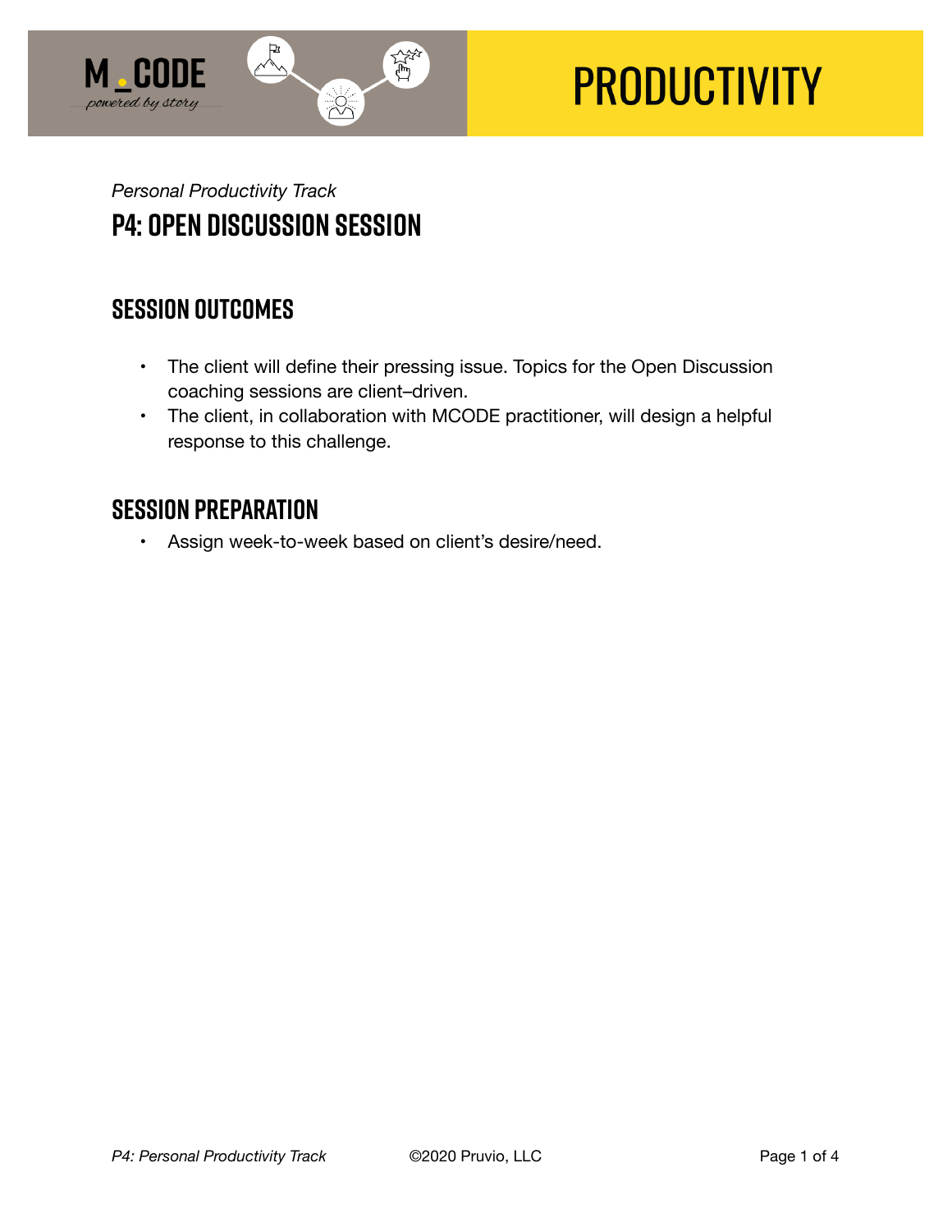M_CODE

*powered by story*

# PRODUCTIVITY

*Personal Productivity Track*

## P4: OPEN DISCUSSION SESSION

### SESSION OUTCOMES

- The client will define their pressing issue. Topics for the Open Discussion coaching sessions are client–driven.
- The client, in collaboration with MCODE practitioner, will design a helpful response to this challenge.

### SESSION PREPARATION

- Assign week-to-week based on client's desire/need.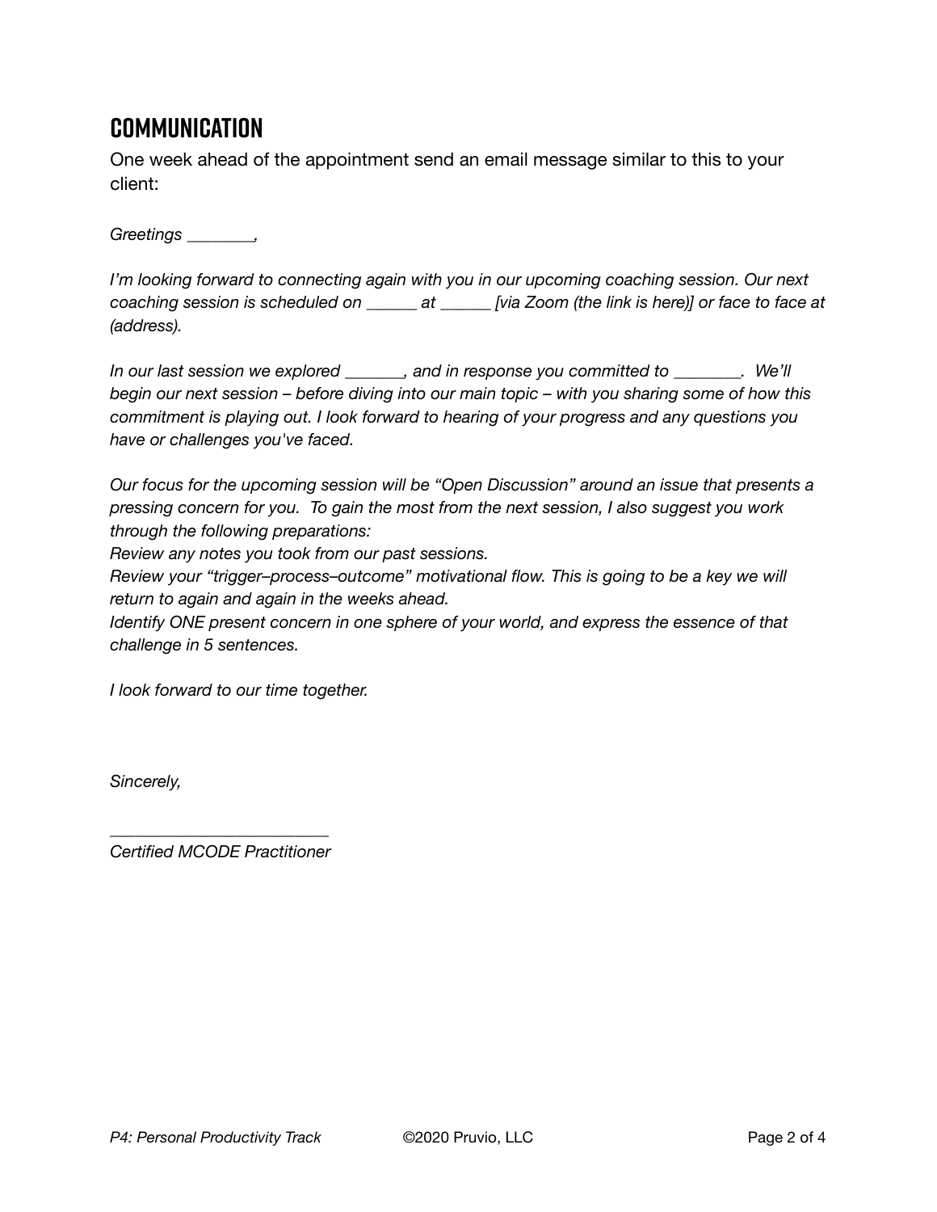# COMMUNICATION

One week ahead of the appointment send an email message similar to this to your client:

*Greetings ________,*

*I'm looking forward to connecting again with you in our upcoming coaching session. Our next coaching session is scheduled on ______ at ______ [via Zoom (the link is here)] or face to face at (address).*

*In our last session we explored _______, and in response you committed to ________. We'll begin our next session – before diving into our main topic – with you sharing some of how this commitment is playing out. I look forward to hearing of your progress and any questions you have or challenges you've faced.*

*Our focus for the upcoming session will be "Open Discussion" around an issue that presents a pressing concern for you. To gain the most from the next session, I also suggest you work through the following preparations:*

*Review any notes you took from our past sessions.*

*Review your "trigger–process–outcome" motivational flow. This is going to be a key we will return to again and again in the weeks ahead.*

*Identify ONE present concern in one sphere of your world, and express the essence of that challenge in 5 sentences.*

*I look forward to our time together.*

*Sincerely,*

*_________________________*

*Certified MCODE Practitioner*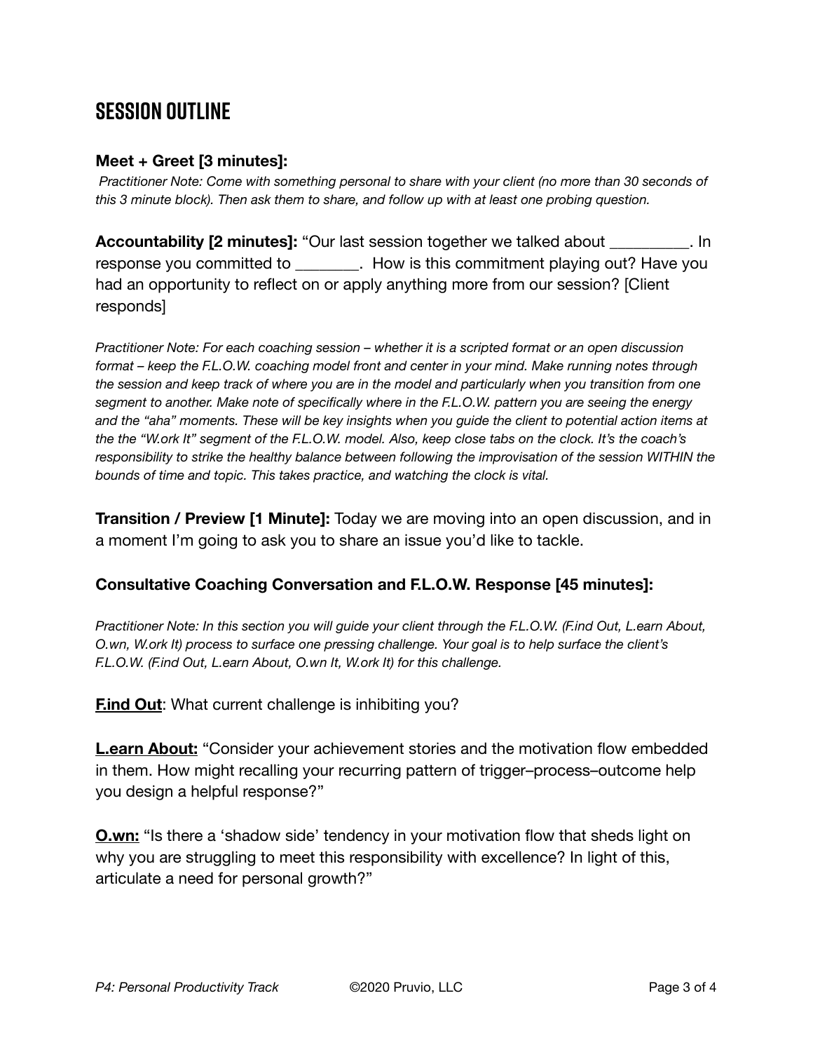## Session Outline

**Meet + Greet [3 minutes]:**

*Practitioner Note: Come with something personal to share with your client (no more than 30 seconds of this 3 minute block). Then ask them to share, and follow up with at least one probing question.*

**Accountability [2 minutes]:** "Our last session together we talked about __________. In response you committed to ________. How is this commitment playing out? Have you had an opportunity to reflect on or apply anything more from our session? [Client responds]

*Practitioner Note: For each coaching session – whether it is a scripted format or an open discussion format – keep the F.L.O.W. coaching model front and center in your mind. Make running notes through the session and keep track of where you are in the model and particularly when you transition from one segment to another. Make note of specifically where in the F.L.O.W. pattern you are seeing the energy and the "aha" moments. These will be key insights when you guide the client to potential action items at the the "W.ork It" segment of the F.L.O.W. model. Also, keep close tabs on the clock. It's the coach's responsibility to strike the healthy balance between following the improvisation of the session WITHIN the bounds of time and topic. This takes practice, and watching the clock is vital.*

**Transition / Preview [1 Minute]:** Today we are moving into an open discussion, and in a moment I'm going to ask you to share an issue you'd like to tackle.

**Consultative Coaching Conversation and F.L.O.W. Response [45 minutes]:**

*Practitioner Note: In this section you will guide your client through the F.L.O.W. (F.ind Out, L.earn About, O.wn, W.ork It) process to surface one pressing challenge. Your goal is to help surface the client's F.L.O.W. (F.ind Out, L.earn About, O.wn It, W.ork It) for this challenge.*

**F.ind Out**: What current challenge is inhibiting you?

**L.earn About:** "Consider your achievement stories and the motivation flow embedded in them. How might recalling your recurring pattern of trigger–process–outcome help you design a helpful response?"

**O.wn:** "Is there a 'shadow side' tendency in your motivation flow that sheds light on why you are struggling to meet this responsibility with excellence? In light of this, articulate a need for personal growth?"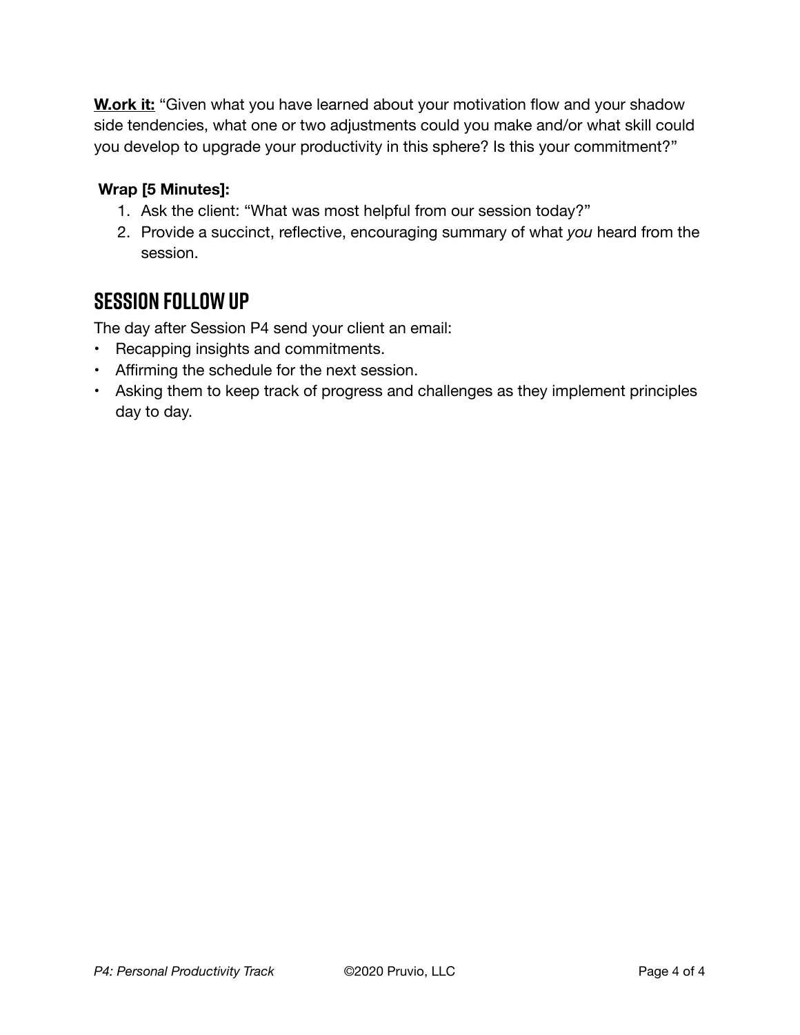**W.ork it:** "Given what you have learned about your motivation flow and your shadow side tendencies, what one or two adjustments could you make and/or what skill could you develop to upgrade your productivity in this sphere? Is this your commitment?"

**Wrap [5 Minutes]:**

1. Ask the client: "What was most helpful from our session today?"
2. Provide a succinct, reflective, encouraging summary of what *you* heard from the session.

## SESSION FOLLOW UP

The day after Session P4 send your client an email:

- Recapping insights and commitments.
- Affirming the schedule for the next session.
- Asking them to keep track of progress and challenges as they implement principles day to day.